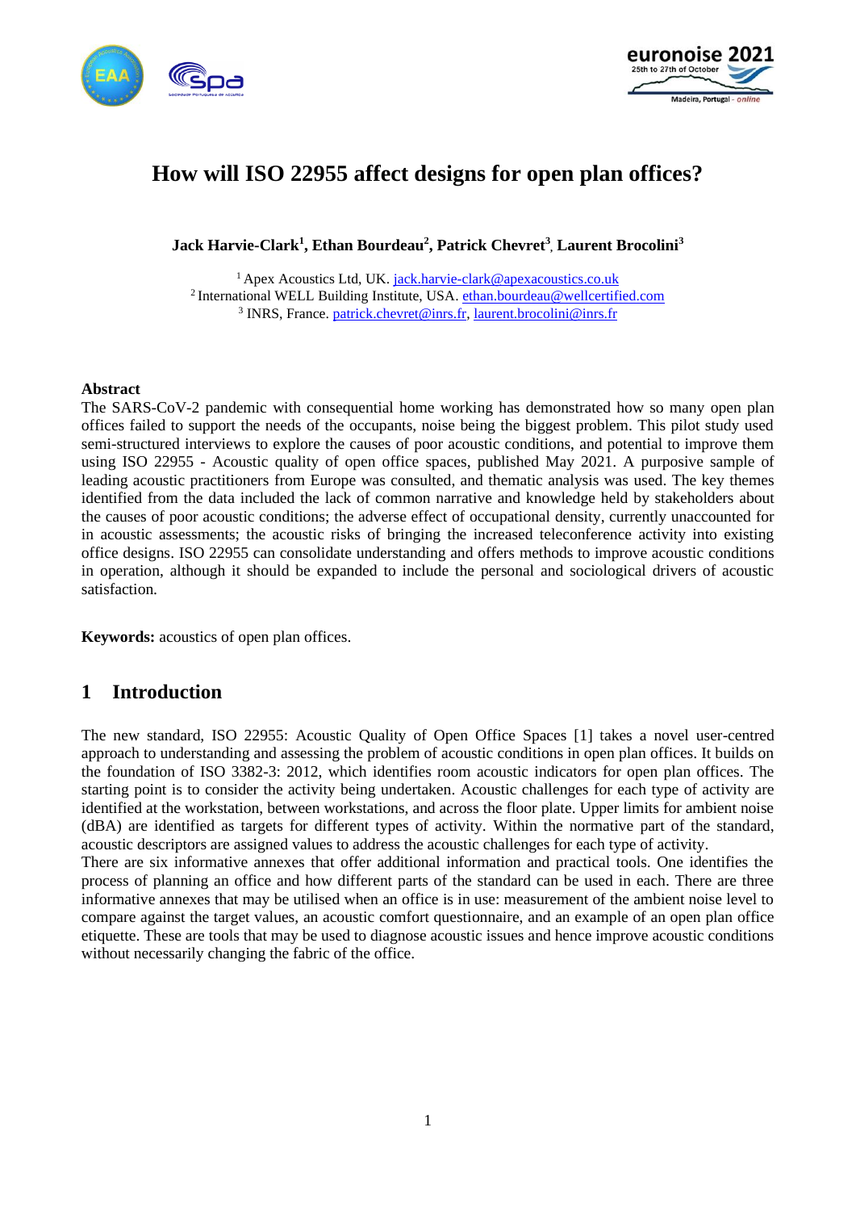# How will ISO 22955 affect designs for open plan offices?

**Jack Harvie-Clark[1], Ethan Bourdeau[2], Patrick Chevret[3], Laurent Brocolini[3]**

[1] Apex Acoustics Ltd, UK. jack.harvie-clark@apexacoustics.co.uk
[2] International WELL Building Institute, USA. ethan.bourdeau@wellcertified.com
[3] INRS, France. patrick.chevret@inrs.fr, laurent.brocolini@inrs.fr

**Abstract**

The SARS-CoV-2 pandemic with consequential home working has demonstrated how so many open plan offices failed to support the needs of the occupants, noise being the biggest problem. This pilot study used semi-structured interviews to explore the causes of poor acoustic conditions, and potential to improve them using ISO 22955 - Acoustic quality of open office spaces, published May 2021. A purposive sample of leading acoustic practitioners from Europe was consulted, and thematic analysis was used. The key themes identified from the data included the lack of common narrative and knowledge held by stakeholders about the causes of poor acoustic conditions; the adverse effect of occupational density, currently unaccounted for in acoustic assessments; the acoustic risks of bringing the increased teleconference activity into existing office designs. ISO 22955 can consolidate understanding and offers methods to improve acoustic conditions in operation, although it should be expanded to include the personal and sociological drivers of acoustic satisfaction.

**Keywords:** acoustics of open plan offices.

## 1 Introduction

The new standard, ISO 22955: Acoustic Quality of Open Office Spaces [1] takes a novel user-centred approach to understanding and assessing the problem of acoustic conditions in open plan offices. It builds on the foundation of ISO 3382-3: 2012, which identifies room acoustic indicators for open plan offices. The starting point is to consider the activity being undertaken. Acoustic challenges for each type of activity are identified at the workstation, between workstations, and across the floor plate. Upper limits for ambient noise (dBA) are identified as targets for different types of activity. Within the normative part of the standard, acoustic descriptors are assigned values to address the acoustic challenges for each type of activity.
There are six informative annexes that offer additional information and practical tools. One identifies the process of planning an office and how different parts of the standard can be used in each. There are three informative annexes that may be utilised when an office is in use: measurement of the ambient noise level to compare against the target values, an acoustic comfort questionnaire, and an example of an open plan office etiquette. These are tools that may be used to diagnose acoustic issues and hence improve acoustic conditions without necessarily changing the fabric of the office.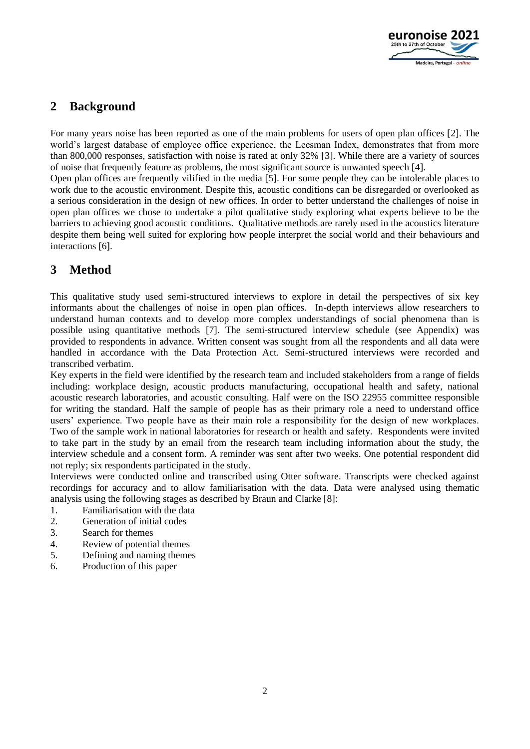## 2 Background

For many years noise has been reported as one of the main problems for users of open plan offices [2]. The world's largest database of employee office experience, the Leesman Index, demonstrates that from more than 800,000 responses, satisfaction with noise is rated at only 32% [3]. While there are a variety of sources of noise that frequently feature as problems, the most significant source is unwanted speech [4].

Open plan offices are frequently vilified in the media [5]. For some people they can be intolerable places to work due to the acoustic environment. Despite this, acoustic conditions can be disregarded or overlooked as a serious consideration in the design of new offices. In order to better understand the challenges of noise in open plan offices we chose to undertake a pilot qualitative study exploring what experts believe to be the barriers to achieving good acoustic conditions. Qualitative methods are rarely used in the acoustics literature despite them being well suited for exploring how people interpret the social world and their behaviours and interactions [6].

## 3 Method

This qualitative study used semi-structured interviews to explore in detail the perspectives of six key informants about the challenges of noise in open plan offices. In-depth interviews allow researchers to understand human contexts and to develop more complex understandings of social phenomena than is possible using quantitative methods [7]. The semi-structured interview schedule (see Appendix) was provided to respondents in advance. Written consent was sought from all the respondents and all data were handled in accordance with the Data Protection Act. Semi-structured interviews were recorded and transcribed verbatim.

Key experts in the field were identified by the research team and included stakeholders from a range of fields including: workplace design, acoustic products manufacturing, occupational health and safety, national acoustic research laboratories, and acoustic consulting. Half were on the ISO 22955 committee responsible for writing the standard. Half the sample of people has as their primary role a need to understand office users' experience. Two people have as their main role a responsibility for the design of new workplaces. Two of the sample work in national laboratories for research or health and safety. Respondents were invited to take part in the study by an email from the research team including information about the study, the interview schedule and a consent form. A reminder was sent after two weeks. One potential respondent did not reply; six respondents participated in the study.

Interviews were conducted online and transcribed using Otter software. Transcripts were checked against recordings for accuracy and to allow familiarisation with the data. Data were analysed using thematic analysis using the following stages as described by Braun and Clarke [8]:

1. Familiarisation with the data
2. Generation of initial codes
3. Search for themes
4. Review of potential themes
5. Defining and naming themes
6. Production of this paper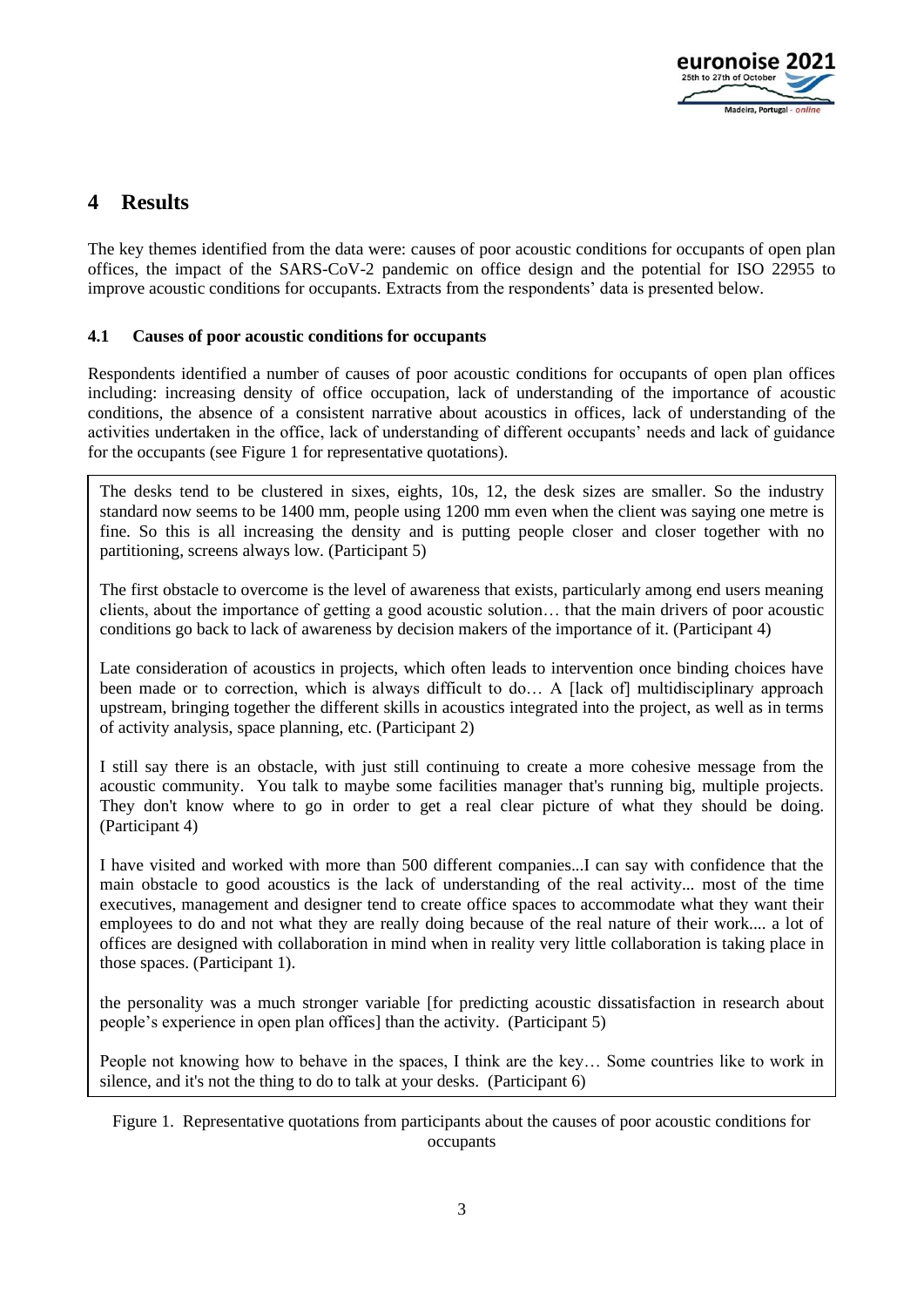# 4 Results

The key themes identified from the data were: causes of poor acoustic conditions for occupants of open plan offices, the impact of the SARS-CoV-2 pandemic on office design and the potential for ISO 22955 to improve acoustic conditions for occupants. Extracts from the respondents' data is presented below.

## 4.1 Causes of poor acoustic conditions for occupants

Respondents identified a number of causes of poor acoustic conditions for occupants of open plan offices including: increasing density of office occupation, lack of understanding of the importance of acoustic conditions, the absence of a consistent narrative about acoustics in offices, lack of understanding of the activities undertaken in the office, lack of understanding of different occupants' needs and lack of guidance for the occupants (see Figure 1 for representative quotations).

> The desks tend to be clustered in sixes, eights, 10s, 12, the desk sizes are smaller. So the industry standard now seems to be 1400 mm, people using 1200 mm even when the client was saying one metre is fine. So this is all increasing the density and is putting people closer and closer together with no partitioning, screens always low. (Participant 5)
>
> The first obstacle to overcome is the level of awareness that exists, particularly among end users meaning clients, about the importance of getting a good acoustic solution… that the main drivers of poor acoustic conditions go back to lack of awareness by decision makers of the importance of it. (Participant 4)
>
> Late consideration of acoustics in projects, which often leads to intervention once binding choices have been made or to correction, which is always difficult to do… A [lack of] multidisciplinary approach upstream, bringing together the different skills in acoustics integrated into the project, as well as in terms of activity analysis, space planning, etc. (Participant 2)
>
> I still say there is an obstacle, with just still continuing to create a more cohesive message from the acoustic community. You talk to maybe some facilities manager that's running big, multiple projects. They don't know where to go in order to get a real clear picture of what they should be doing. (Participant 4)
>
> I have visited and worked with more than 500 different companies...I can say with confidence that the main obstacle to good acoustics is the lack of understanding of the real activity... most of the time executives, management and designer tend to create office spaces to accommodate what they want their employees to do and not what they are really doing because of the real nature of their work.... a lot of offices are designed with collaboration in mind when in reality very little collaboration is taking place in those spaces. (Participant 1).
>
> the personality was a much stronger variable [for predicting acoustic dissatisfaction in research about people's experience in open plan offices] than the activity. (Participant 5)
>
> People not knowing how to behave in the spaces, I think are the key… Some countries like to work in silence, and it's not the thing to do to talk at your desks. (Participant 6)

Figure 1. Representative quotations from participants about the causes of poor acoustic conditions for occupants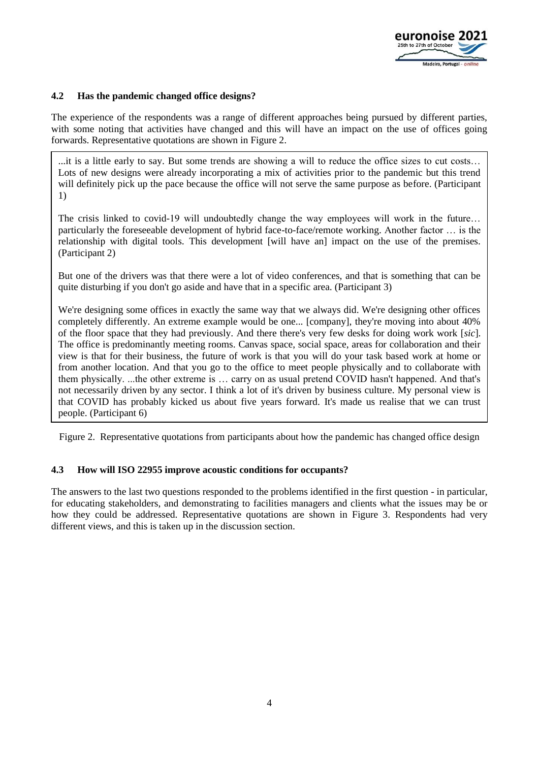### 4.2 Has the pandemic changed office designs?

The experience of the respondents was a range of different approaches being pursued by different parties, with some noting that activities have changed and this will have an impact on the use of offices going forwards. Representative quotations are shown in Figure 2.

> ...it is a little early to say. But some trends are showing a will to reduce the office sizes to cut costs… Lots of new designs were already incorporating a mix of activities prior to the pandemic but this trend will definitely pick up the pace because the office will not serve the same purpose as before. (Participant 1)
>
> The crisis linked to covid-19 will undoubtedly change the way employees will work in the future… particularly the foreseeable development of hybrid face-to-face/remote working. Another factor … is the relationship with digital tools. This development [will have an] impact on the use of the premises. (Participant 2)
>
> But one of the drivers was that there were a lot of video conferences, and that is something that can be quite disturbing if you don't go aside and have that in a specific area. (Participant 3)
>
> We're designing some offices in exactly the same way that we always did. We're designing other offices completely differently. An extreme example would be one... [company], they're moving into about 40% of the floor space that they had previously. And there there's very few desks for doing work work [*sic*]. The office is predominantly meeting rooms. Canvas space, social space, areas for collaboration and their view is that for their business, the future of work is that you will do your task based work at home or from another location. And that you go to the office to meet people physically and to collaborate with them physically. ...the other extreme is … carry on as usual pretend COVID hasn't happened. And that's not necessarily driven by any sector. I think a lot of it's driven by business culture. My personal view is that COVID has probably kicked us about five years forward. It's made us realise that we can trust people. (Participant 6)

Figure 2. Representative quotations from participants about how the pandemic has changed office design

### 4.3 How will ISO 22955 improve acoustic conditions for occupants?

The answers to the last two questions responded to the problems identified in the first question - in particular, for educating stakeholders, and demonstrating to facilities managers and clients what the issues may be or how they could be addressed. Representative quotations are shown in Figure 3. Respondents had very different views, and this is taken up in the discussion section.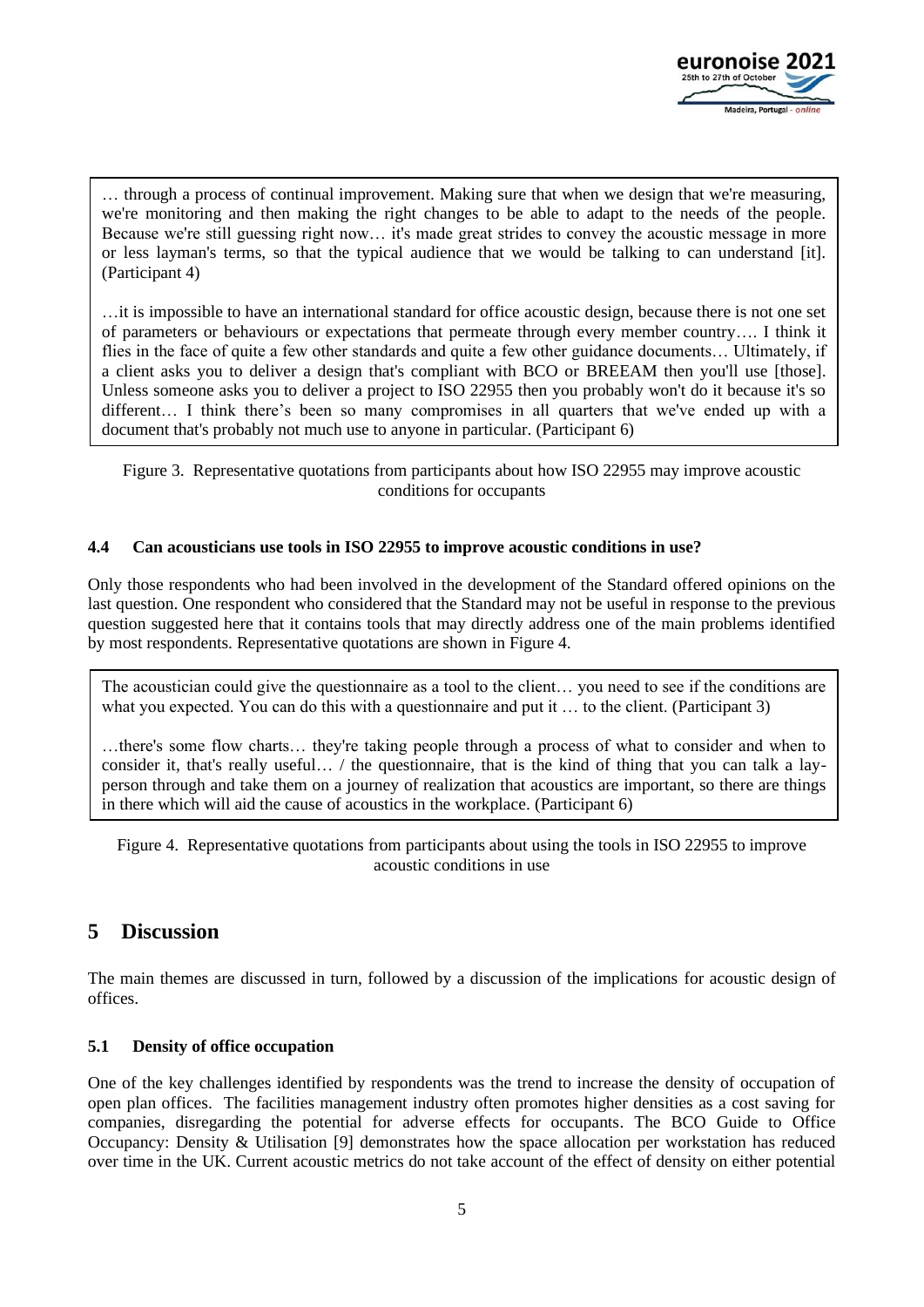> … through a process of continual improvement. Making sure that when we design that we're measuring, we're monitoring and then making the right changes to be able to adapt to the needs of the people. Because we're still guessing right now… it's made great strides to convey the acoustic message in more or less layman's terms, so that the typical audience that we would be talking to can understand [it]. (Participant 4)
>
> …it is impossible to have an international standard for office acoustic design, because there is not one set of parameters or behaviours or expectations that permeate through every member country…. I think it flies in the face of quite a few other standards and quite a few other guidance documents… Ultimately, if a client asks you to deliver a design that's compliant with BCO or BREEAM then you'll use [those]. Unless someone asks you to deliver a project to ISO 22955 then you probably won't do it because it's so different… I think there's been so many compromises in all quarters that we've ended up with a document that's probably not much use to anyone in particular. (Participant 6)

Figure 3. Representative quotations from participants about how ISO 22955 may improve acoustic conditions for occupants

### 4.4 Can acousticians use tools in ISO 22955 to improve acoustic conditions in use?

Only those respondents who had been involved in the development of the Standard offered opinions on the last question. One respondent who considered that the Standard may not be useful in response to the previous question suggested here that it contains tools that may directly address one of the main problems identified by most respondents. Representative quotations are shown in Figure 4.

> The acoustician could give the questionnaire as a tool to the client… you need to see if the conditions are what you expected. You can do this with a questionnaire and put it … to the client. (Participant 3)
>
> …there's some flow charts… they're taking people through a process of what to consider and when to consider it, that's really useful… / the questionnaire, that is the kind of thing that you can talk a lay-person through and take them on a journey of realization that acoustics are important, so there are things in there which will aid the cause of acoustics in the workplace. (Participant 6)

Figure 4. Representative quotations from participants about using the tools in ISO 22955 to improve acoustic conditions in use

## 5 Discussion

The main themes are discussed in turn, followed by a discussion of the implications for acoustic design of offices.

### 5.1 Density of office occupation

One of the key challenges identified by respondents was the trend to increase the density of occupation of open plan offices. The facilities management industry often promotes higher densities as a cost saving for companies, disregarding the potential for adverse effects for occupants. The BCO Guide to Office Occupancy: Density & Utilisation [9] demonstrates how the space allocation per workstation has reduced over time in the UK. Current acoustic metrics do not take account of the effect of density on either potential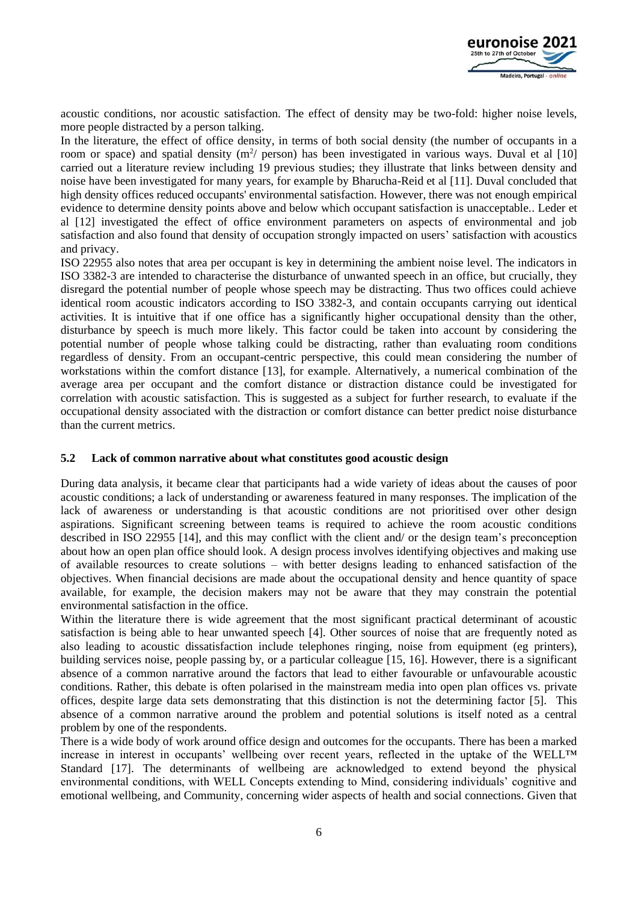acoustic conditions, nor acoustic satisfaction. The effect of density may be two-fold: higher noise levels, more people distracted by a person talking.

In the literature, the effect of office density, in terms of both social density (the number of occupants in a room or space) and spatial density ($m^2$/ person) has been investigated in various ways. Duval et al [10] carried out a literature review including 19 previous studies; they illustrate that links between density and noise have been investigated for many years, for example by Bharucha-Reid et al [11]. Duval concluded that high density offices reduced occupants' environmental satisfaction. However, there was not enough empirical evidence to determine density points above and below which occupant satisfaction is unacceptable.. Leder et al [12] investigated the effect of office environment parameters on aspects of environmental and job satisfaction and also found that density of occupation strongly impacted on users' satisfaction with acoustics and privacy.

ISO 22955 also notes that area per occupant is key in determining the ambient noise level. The indicators in ISO 3382-3 are intended to characterise the disturbance of unwanted speech in an office, but crucially, they disregard the potential number of people whose speech may be distracting. Thus two offices could achieve identical room acoustic indicators according to ISO 3382-3, and contain occupants carrying out identical activities. It is intuitive that if one office has a significantly higher occupational density than the other, disturbance by speech is much more likely. This factor could be taken into account by considering the potential number of people whose talking could be distracting, rather than evaluating room conditions regardless of density. From an occupant-centric perspective, this could mean considering the number of workstations within the comfort distance [13], for example. Alternatively, a numerical combination of the average area per occupant and the comfort distance or distraction distance could be investigated for correlation with acoustic satisfaction. This is suggested as a subject for further research, to evaluate if the occupational density associated with the distraction or comfort distance can better predict noise disturbance than the current metrics.

### 5.2 Lack of common narrative about what constitutes good acoustic design

During data analysis, it became clear that participants had a wide variety of ideas about the causes of poor acoustic conditions; a lack of understanding or awareness featured in many responses. The implication of the lack of awareness or understanding is that acoustic conditions are not prioritised over other design aspirations. Significant screening between teams is required to achieve the room acoustic conditions described in ISO 22955 [14], and this may conflict with the client and/ or the design team's preconception about how an open plan office should look. A design process involves identifying objectives and making use of available resources to create solutions – with better designs leading to enhanced satisfaction of the objectives. When financial decisions are made about the occupational density and hence quantity of space available, for example, the decision makers may not be aware that they may constrain the potential environmental satisfaction in the office.

Within the literature there is wide agreement that the most significant practical determinant of acoustic satisfaction is being able to hear unwanted speech [4]. Other sources of noise that are frequently noted as also leading to acoustic dissatisfaction include telephones ringing, noise from equipment (eg printers), building services noise, people passing by, or a particular colleague [15, 16]. However, there is a significant absence of a common narrative around the factors that lead to either favourable or unfavourable acoustic conditions. Rather, this debate is often polarised in the mainstream media into open plan offices vs. private offices, despite large data sets demonstrating that this distinction is not the determining factor [5]. This absence of a common narrative around the problem and potential solutions is itself noted as a central problem by one of the respondents.

There is a wide body of work around office design and outcomes for the occupants. There has been a marked increase in interest in occupants' wellbeing over recent years, reflected in the uptake of the WELL™ Standard [17]. The determinants of wellbeing are acknowledged to extend beyond the physical environmental conditions, with WELL Concepts extending to Mind, considering individuals' cognitive and emotional wellbeing, and Community, concerning wider aspects of health and social connections. Given that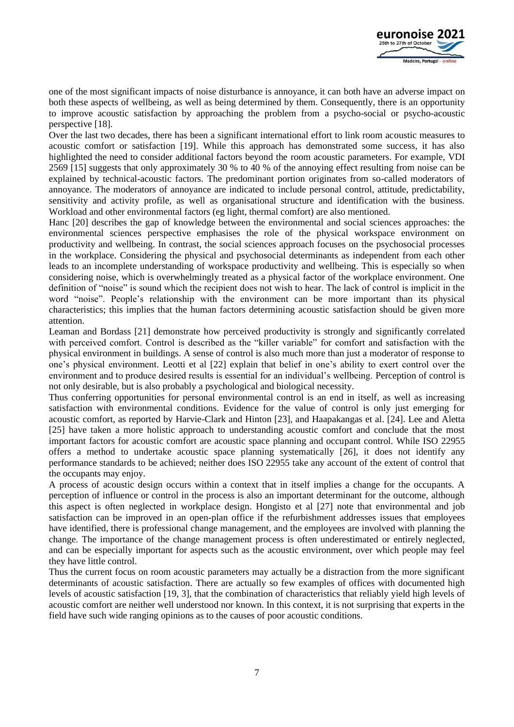one of the most significant impacts of noise disturbance is annoyance, it can both have an adverse impact on both these aspects of wellbeing, as well as being determined by them. Consequently, there is an opportunity to improve acoustic satisfaction by approaching the problem from a psycho-social or psycho-acoustic perspective [18].

Over the last two decades, there has been a significant international effort to link room acoustic measures to acoustic comfort or satisfaction [19]. While this approach has demonstrated some success, it has also highlighted the need to consider additional factors beyond the room acoustic parameters. For example, VDI 2569 [15] suggests that only approximately 30 % to 40 % of the annoying effect resulting from noise can be explained by technical-acoustic factors. The predominant portion originates from so-called moderators of annoyance. The moderators of annoyance are indicated to include personal control, attitude, predictability, sensitivity and activity profile, as well as organisational structure and identification with the business. Workload and other environmental factors (eg light, thermal comfort) are also mentioned.

Hanc [20] describes the gap of knowledge between the environmental and social sciences approaches: the environmental sciences perspective emphasises the role of the physical workspace environment on productivity and wellbeing. In contrast, the social sciences approach focuses on the psychosocial processes in the workplace. Considering the physical and psychosocial determinants as independent from each other leads to an incomplete understanding of workspace productivity and wellbeing. This is especially so when considering noise, which is overwhelmingly treated as a physical factor of the workplace environment. One definition of "noise" is sound which the recipient does not wish to hear. The lack of control is implicit in the word "noise". People's relationship with the environment can be more important than its physical characteristics; this implies that the human factors determining acoustic satisfaction should be given more attention.

Leaman and Bordass [21] demonstrate how perceived productivity is strongly and significantly correlated with perceived comfort. Control is described as the "killer variable" for comfort and satisfaction with the physical environment in buildings. A sense of control is also much more than just a moderator of response to one's physical environment. Leotti et al [22] explain that belief in one's ability to exert control over the environment and to produce desired results is essential for an individual's wellbeing. Perception of control is not only desirable, but is also probably a psychological and biological necessity.

Thus conferring opportunities for personal environmental control is an end in itself, as well as increasing satisfaction with environmental conditions. Evidence for the value of control is only just emerging for acoustic comfort, as reported by Harvie-Clark and Hinton [23], and Haapakangas et al. [24]. Lee and Aletta [25] have taken a more holistic approach to understanding acoustic comfort and conclude that the most important factors for acoustic comfort are acoustic space planning and occupant control. While ISO 22955 offers a method to undertake acoustic space planning systematically [26], it does not identify any performance standards to be achieved; neither does ISO 22955 take any account of the extent of control that the occupants may enjoy.

A process of acoustic design occurs within a context that in itself implies a change for the occupants. A perception of influence or control in the process is also an important determinant for the outcome, although this aspect is often neglected in workplace design. Hongisto et al [27] note that environmental and job satisfaction can be improved in an open-plan office if the refurbishment addresses issues that employees have identified, there is professional change management, and the employees are involved with planning the change. The importance of the change management process is often underestimated or entirely neglected, and can be especially important for aspects such as the acoustic environment, over which people may feel they have little control.

Thus the current focus on room acoustic parameters may actually be a distraction from the more significant determinants of acoustic satisfaction. There are actually so few examples of offices with documented high levels of acoustic satisfaction [19, 3], that the combination of characteristics that reliably yield high levels of acoustic comfort are neither well understood nor known. In this context, it is not surprising that experts in the field have such wide ranging opinions as to the causes of poor acoustic conditions.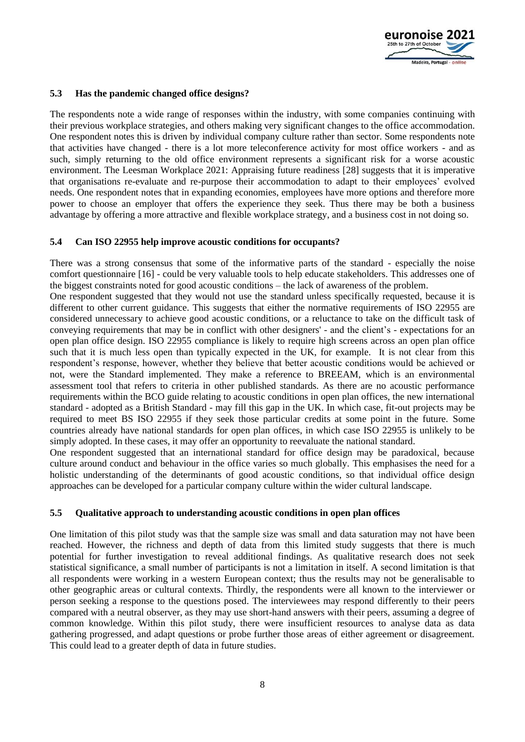### 5.3 Has the pandemic changed office designs?

The respondents note a wide range of responses within the industry, with some companies continuing with their previous workplace strategies, and others making very significant changes to the office accommodation. One respondent notes this is driven by individual company culture rather than sector. Some respondents note that activities have changed - there is a lot more teleconference activity for most office workers - and as such, simply returning to the old office environment represents a significant risk for a worse acoustic environment. The Leesman Workplace 2021: Appraising future readiness [28] suggests that it is imperative that organisations re-evaluate and re-purpose their accommodation to adapt to their employees' evolved needs. One respondent notes that in expanding economies, employees have more options and therefore more power to choose an employer that offers the experience they seek. Thus there may be both a business advantage by offering a more attractive and flexible workplace strategy, and a business cost in not doing so.

### 5.4 Can ISO 22955 help improve acoustic conditions for occupants?

There was a strong consensus that some of the informative parts of the standard - especially the noise comfort questionnaire [16] - could be very valuable tools to help educate stakeholders. This addresses one of the biggest constraints noted for good acoustic conditions – the lack of awareness of the problem.

One respondent suggested that they would not use the standard unless specifically requested, because it is different to other current guidance. This suggests that either the normative requirements of ISO 22955 are considered unnecessary to achieve good acoustic conditions, or a reluctance to take on the difficult task of conveying requirements that may be in conflict with other designers' - and the client's - expectations for an open plan office design. ISO 22955 compliance is likely to require high screens across an open plan office such that it is much less open than typically expected in the UK, for example. It is not clear from this respondent's response, however, whether they believe that better acoustic conditions would be achieved or not, were the Standard implemented. They make a reference to BREEAM, which is an environmental assessment tool that refers to criteria in other published standards. As there are no acoustic performance requirements within the BCO guide relating to acoustic conditions in open plan offices, the new international standard - adopted as a British Standard - may fill this gap in the UK. In which case, fit-out projects may be required to meet BS ISO 22955 if they seek those particular credits at some point in the future. Some countries already have national standards for open plan offices, in which case ISO 22955 is unlikely to be simply adopted. In these cases, it may offer an opportunity to reevaluate the national standard.

One respondent suggested that an international standard for office design may be paradoxical, because culture around conduct and behaviour in the office varies so much globally. This emphasises the need for a holistic understanding of the determinants of good acoustic conditions, so that individual office design approaches can be developed for a particular company culture within the wider cultural landscape.

### 5.5 Qualitative approach to understanding acoustic conditions in open plan offices

One limitation of this pilot study was that the sample size was small and data saturation may not have been reached. However, the richness and depth of data from this limited study suggests that there is much potential for further investigation to reveal additional findings. As qualitative research does not seek statistical significance, a small number of participants is not a limitation in itself. A second limitation is that all respondents were working in a western European context; thus the results may not be generalisable to other geographic areas or cultural contexts. Thirdly, the respondents were all known to the interviewer or person seeking a response to the questions posed. The interviewees may respond differently to their peers compared with a neutral observer, as they may use short-hand answers with their peers, assuming a degree of common knowledge. Within this pilot study, there were insufficient resources to analyse data as data gathering progressed, and adapt questions or probe further those areas of either agreement or disagreement. This could lead to a greater depth of data in future studies.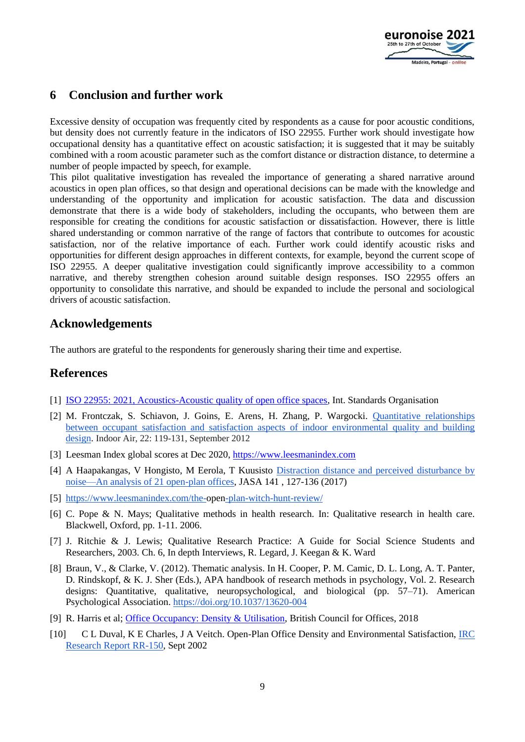## 6 Conclusion and further work

Excessive density of occupation was frequently cited by respondents as a cause for poor acoustic conditions, but density does not currently feature in the indicators of ISO 22955. Further work should investigate how occupational density has a quantitative effect on acoustic satisfaction; it is suggested that it may be suitably combined with a room acoustic parameter such as the comfort distance or distraction distance, to determine a number of people impacted by speech, for example.

This pilot qualitative investigation has revealed the importance of generating a shared narrative around acoustics in open plan offices, so that design and operational decisions can be made with the knowledge and understanding of the opportunity and implication for acoustic satisfaction. The data and discussion demonstrate that there is a wide body of stakeholders, including the occupants, who between them are responsible for creating the conditions for acoustic satisfaction or dissatisfaction. However, there is little shared understanding or common narrative of the range of factors that contribute to outcomes for acoustic satisfaction, nor of the relative importance of each. Further work could identify acoustic risks and opportunities for different design approaches in different contexts, for example, beyond the current scope of ISO 22955. A deeper qualitative investigation could significantly improve accessibility to a common narrative, and thereby strengthen cohesion around suitable design responses. ISO 22955 offers an opportunity to consolidate this narrative, and should be expanded to include the personal and sociological drivers of acoustic satisfaction.

## Acknowledgements

The authors are grateful to the respondents for generously sharing their time and expertise.

## References

[1] ISO 22955: 2021, Acoustics-Acoustic quality of open office spaces, Int. Standards Organisation

[2] M. Frontczak, S. Schiavon, J. Goins, E. Arens, H. Zhang, P. Wargocki. Quantitative relationships between occupant satisfaction and satisfaction aspects of indoor environmental quality and building design. Indoor Air, 22: 119-131, September 2012

[3] Leesman Index global scores at Dec 2020, https://www.leesmanindex.com

[4] A Haapakangas, V Hongisto, M Eerola, T Kuusisto Distraction distance and perceived disturbance by noise—An analysis of 21 open-plan offices, JASA 141 , 127-136 (2017)

[5] https://www.leesmanindex.com/the-open-plan-witch-hunt-review/

[6] C. Pope & N. Mays; Qualitative methods in health research. In: Qualitative research in health care. Blackwell, Oxford, pp. 1-11. 2006.

[7] J. Ritchie & J. Lewis; Qualitative Research Practice: A Guide for Social Science Students and Researchers, 2003. Ch. 6, In depth Interviews, R. Legard, J. Keegan & K. Ward

[8] Braun, V., & Clarke, V. (2012). Thematic analysis. In H. Cooper, P. M. Camic, D. L. Long, A. T. Panter, D. Rindskopf, & K. J. Sher (Eds.), APA handbook of research methods in psychology, Vol. 2. Research designs: Quantitative, qualitative, neuropsychological, and biological (pp. 57–71). American Psychological Association. https://doi.org/10.1037/13620-004

[9] R. Harris et al; Office Occupancy: Density & Utilisation, British Council for Offices, 2018

[10] C L Duval, K E Charles, J A Veitch. Open-Plan Office Density and Environmental Satisfaction, IRC Research Report RR-150, Sept 2002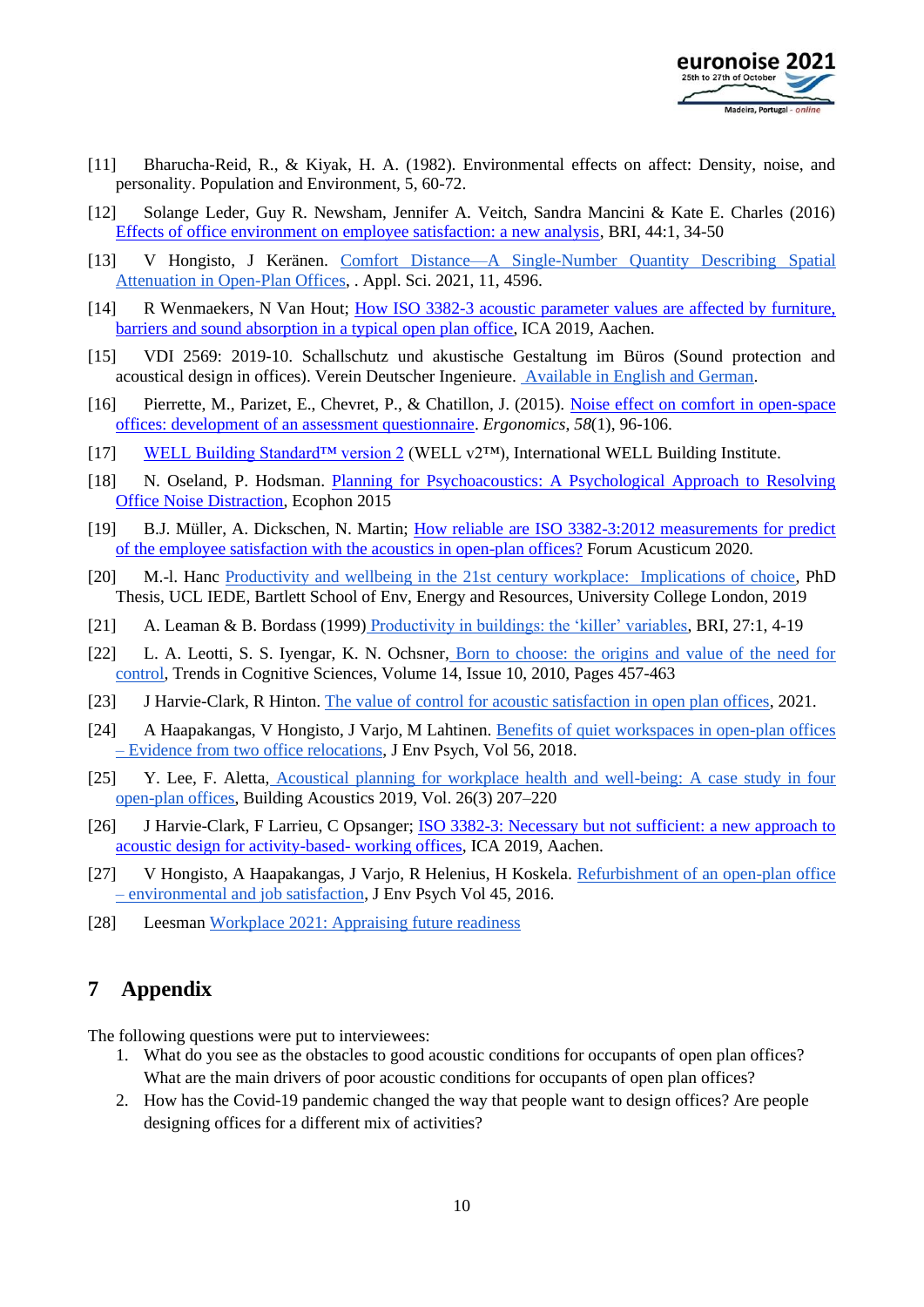[11] Bharucha-Reid, R., & Kiyak, H. A. (1982). Environmental effects on affect: Density, noise, and personality. Population and Environment, 5, 60-72.

[12] Solange Leder, Guy R. Newsham, Jennifer A. Veitch, Sandra Mancini & Kate E. Charles (2016) Effects of office environment on employee satisfaction: a new analysis, BRI, 44:1, 34-50

[13] V Hongisto, J Keränen. Comfort Distance—A Single-Number Quantity Describing Spatial Attenuation in Open-Plan Offices, . Appl. Sci. 2021, 11, 4596.

[14] R Wenmaekers, N Van Hout; How ISO 3382-3 acoustic parameter values are affected by furniture, barriers and sound absorption in a typical open plan office, ICA 2019, Aachen.

[15] VDI 2569: 2019-10. Schallschutz und akustische Gestaltung im Büros (Sound protection and acoustical design in offices). Verein Deutscher Ingenieure. Available in English and German.

[16] Pierrette, M., Parizet, E., Chevret, P., & Chatillon, J. (2015). Noise effect on comfort in open-space offices: development of an assessment questionnaire. *Ergonomics*, *58*(1), 96-106.

[17] WELL Building Standard™ version 2 (WELL v2™), International WELL Building Institute.

[18] N. Oseland, P. Hodsman. Planning for Psychoacoustics: A Psychological Approach to Resolving Office Noise Distraction, Ecophon 2015

[19] B.J. Müller, A. Dickschen, N. Martin; How reliable are ISO 3382-3:2012 measurements for predict of the employee satisfaction with the acoustics in open-plan offices? Forum Acusticum 2020.

[20] M.-l. Hanc Productivity and wellbeing in the 21st century workplace: Implications of choice, PhD Thesis, UCL IEDE, Bartlett School of Env, Energy and Resources, University College London, 2019

[21] A. Leaman & B. Bordass (1999) Productivity in buildings: the 'killer' variables, BRI, 27:1, 4-19

[22] L. A. Leotti, S. S. Iyengar, K. N. Ochsner, Born to choose: the origins and value of the need for control, Trends in Cognitive Sciences, Volume 14, Issue 10, 2010, Pages 457-463

[23] J Harvie-Clark, R Hinton. The value of control for acoustic satisfaction in open plan offices, 2021.

[24] A Haapakangas, V Hongisto, J Varjo, M Lahtinen. Benefits of quiet workspaces in open-plan offices – Evidence from two office relocations, J Env Psych, Vol 56, 2018.

[25] Y. Lee, F. Aletta, Acoustical planning for workplace health and well-being: A case study in four open-plan offices, Building Acoustics 2019, Vol. 26(3) 207–220

[26] J Harvie-Clark, F Larrieu, C Opsanger; ISO 3382-3: Necessary but not sufficient: a new approach to acoustic design for activity-based- working offices, ICA 2019, Aachen.

[27] V Hongisto, A Haapakangas, J Varjo, R Helenius, H Koskela. Refurbishment of an open-plan office – environmental and job satisfaction, J Env Psych Vol 45, 2016.

[28] Leesman Workplace 2021: Appraising future readiness

# 7 Appendix

The following questions were put to interviewees:

1. What do you see as the obstacles to good acoustic conditions for occupants of open plan offices? What are the main drivers of poor acoustic conditions for occupants of open plan offices?
2. How has the Covid-19 pandemic changed the way that people want to design offices? Are people designing offices for a different mix of activities?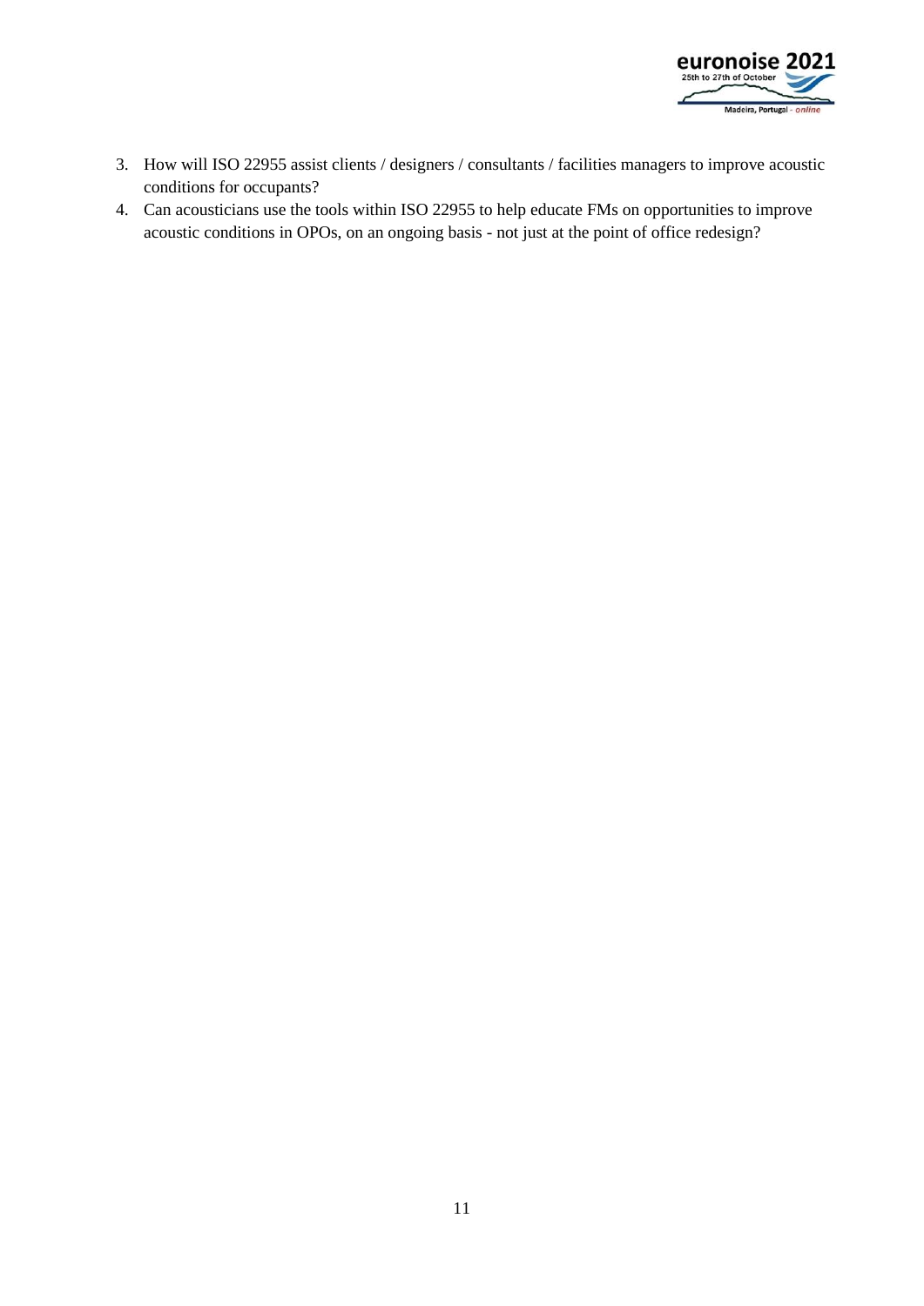3. How will ISO 22955 assist clients / designers / consultants / facilities managers to improve acoustic conditions for occupants?
4. Can acousticians use the tools within ISO 22955 to help educate FMs on opportunities to improve acoustic conditions in OPOs, on an ongoing basis - not just at the point of office redesign?